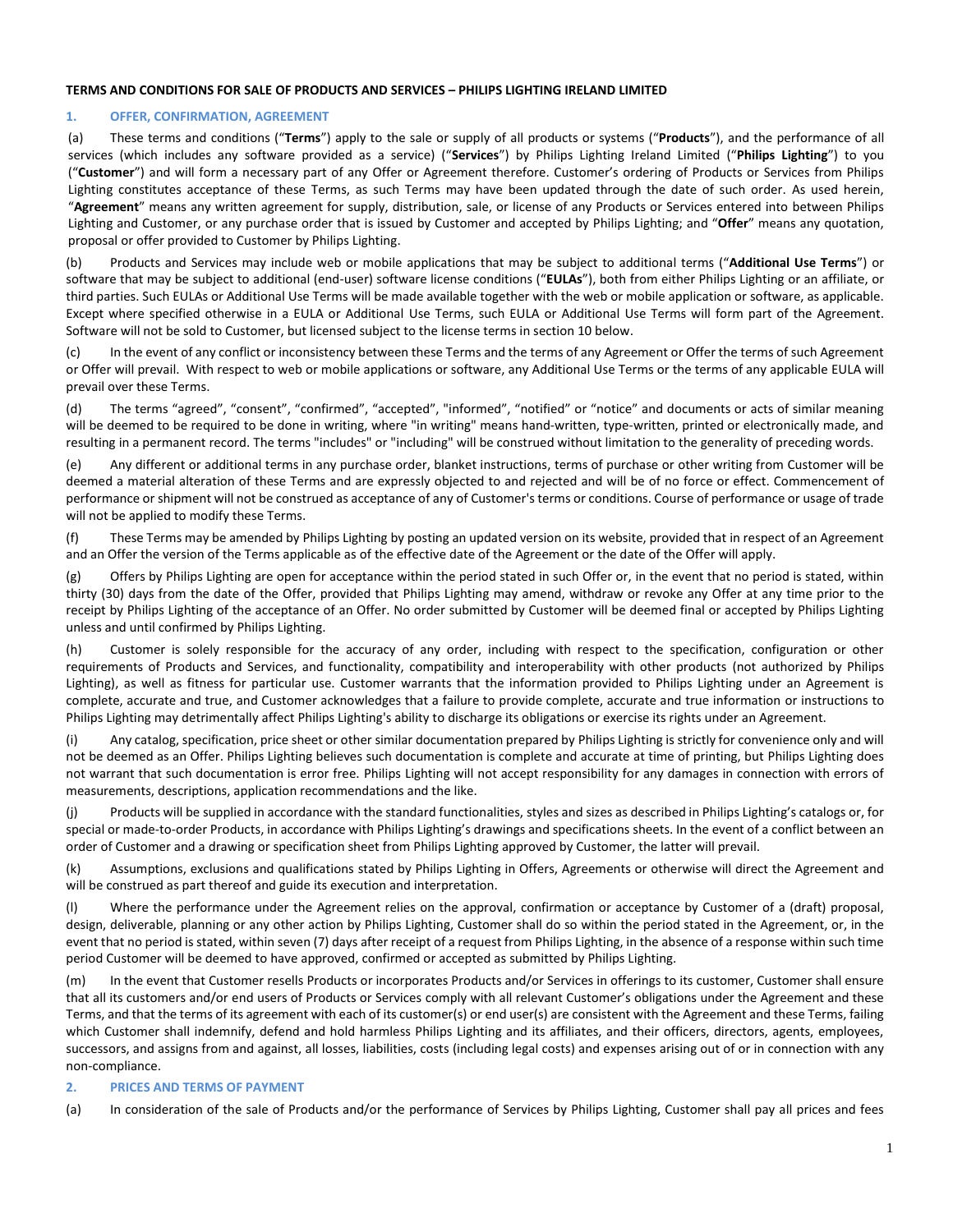**TERMS AND CONDITIONS FOR SALE OF PRODUCTS AND SERVICES – PHILIPS LIGHTING IRELAND LIMITED**

## 1. OFFER, CONFIRMATION, AGREEMENT

(a) These terms and conditions ("**Terms**") apply to the sale or supply of all products or systems ("**Products**"), and the performance of all services (which includes any software provided as a service) ("**Services**") by Philips Lighting Ireland Limited ("**Philips Lighting**") to you ("**Customer**") and will form a necessary part of any Offer or Agreement therefore. Customer's ordering of Products or Services from Philips Lighting constitutes acceptance of these Terms, as such Terms may have been updated through the date of such order. As used herein, "**Agreement**" means any written agreement for supply, distribution, sale, or license of any Products or Services entered into between Philips Lighting and Customer, or any purchase order that is issued by Customer and accepted by Philips Lighting; and "**Offer**" means any quotation, proposal or offer provided to Customer by Philips Lighting.

(b) Products and Services may include web or mobile applications that may be subject to additional terms ("**Additional Use Terms**") or software that may be subject to additional (end-user) software license conditions ("**EULAs**"), both from either Philips Lighting or an affiliate, or third parties. Such EULAs or Additional Use Terms will be made available together with the web or mobile application or software, as applicable. Except where specified otherwise in a EULA or Additional Use Terms, such EULA or Additional Use Terms will form part of the Agreement. Software will not be sold to Customer, but licensed subject to the license terms in section 10 below.

(c) In the event of any conflict or inconsistency between these Terms and the terms of any Agreement or Offer the terms of such Agreement or Offer will prevail. With respect to web or mobile applications or software, any Additional Use Terms or the terms of any applicable EULA will prevail over these Terms.

(d) The terms "agreed", "consent", "confirmed", "accepted", "informed", "notified" or "notice" and documents or acts of similar meaning will be deemed to be required to be done in writing, where "in writing" means hand-written, type-written, printed or electronically made, and resulting in a permanent record. The terms "includes" or "including" will be construed without limitation to the generality of preceding words.

(e) Any different or additional terms in any purchase order, blanket instructions, terms of purchase or other writing from Customer will be deemed a material alteration of these Terms and are expressly objected to and rejected and will be of no force or effect. Commencement of performance or shipment will not be construed as acceptance of any of Customer's terms or conditions. Course of performance or usage of trade will not be applied to modify these Terms.

(f) These Terms may be amended by Philips Lighting by posting an updated version on its website, provided that in respect of an Agreement and an Offer the version of the Terms applicable as of the effective date of the Agreement or the date of the Offer will apply.

(g) Offers by Philips Lighting are open for acceptance within the period stated in such Offer or, in the event that no period is stated, within thirty (30) days from the date of the Offer, provided that Philips Lighting may amend, withdraw or revoke any Offer at any time prior to the receipt by Philips Lighting of the acceptance of an Offer. No order submitted by Customer will be deemed final or accepted by Philips Lighting unless and until confirmed by Philips Lighting.

(h) Customer is solely responsible for the accuracy of any order, including with respect to the specification, configuration or other requirements of Products and Services, and functionality, compatibility and interoperability with other products (not authorized by Philips Lighting), as well as fitness for particular use. Customer warrants that the information provided to Philips Lighting under an Agreement is complete, accurate and true, and Customer acknowledges that a failure to provide complete, accurate and true information or instructions to Philips Lighting may detrimentally affect Philips Lighting's ability to discharge its obligations or exercise its rights under an Agreement.

(i) Any catalog, specification, price sheet or other similar documentation prepared by Philips Lighting is strictly for convenience only and will not be deemed as an Offer. Philips Lighting believes such documentation is complete and accurate at time of printing, but Philips Lighting does not warrant that such documentation is error free. Philips Lighting will not accept responsibility for any damages in connection with errors of measurements, descriptions, application recommendations and the like.

(j) Products will be supplied in accordance with the standard functionalities, styles and sizes as described in Philips Lighting's catalogs or, for special or made-to-order Products, in accordance with Philips Lighting's drawings and specifications sheets. In the event of a conflict between an order of Customer and a drawing or specification sheet from Philips Lighting approved by Customer, the latter will prevail.

(k) Assumptions, exclusions and qualifications stated by Philips Lighting in Offers, Agreements or otherwise will direct the Agreement and will be construed as part thereof and guide its execution and interpretation.

(l) Where the performance under the Agreement relies on the approval, confirmation or acceptance by Customer of a (draft) proposal, design, deliverable, planning or any other action by Philips Lighting, Customer shall do so within the period stated in the Agreement, or, in the event that no period is stated, within seven (7) days after receipt of a request from Philips Lighting, in the absence of a response within such time period Customer will be deemed to have approved, confirmed or accepted as submitted by Philips Lighting.

(m) In the event that Customer resells Products or incorporates Products and/or Services in offerings to its customer, Customer shall ensure that all its customers and/or end users of Products or Services comply with all relevant Customer's obligations under the Agreement and these Terms, and that the terms of its agreement with each of its customer(s) or end user(s) are consistent with the Agreement and these Terms, failing which Customer shall indemnify, defend and hold harmless Philips Lighting and its affiliates, and their officers, directors, agents, employees, successors, and assigns from and against, all losses, liabilities, costs (including legal costs) and expenses arising out of or in connection with any non-compliance.

## 2. PRICES AND TERMS OF PAYMENT

(a) In consideration of the sale of Products and/or the performance of Services by Philips Lighting, Customer shall pay all prices and fees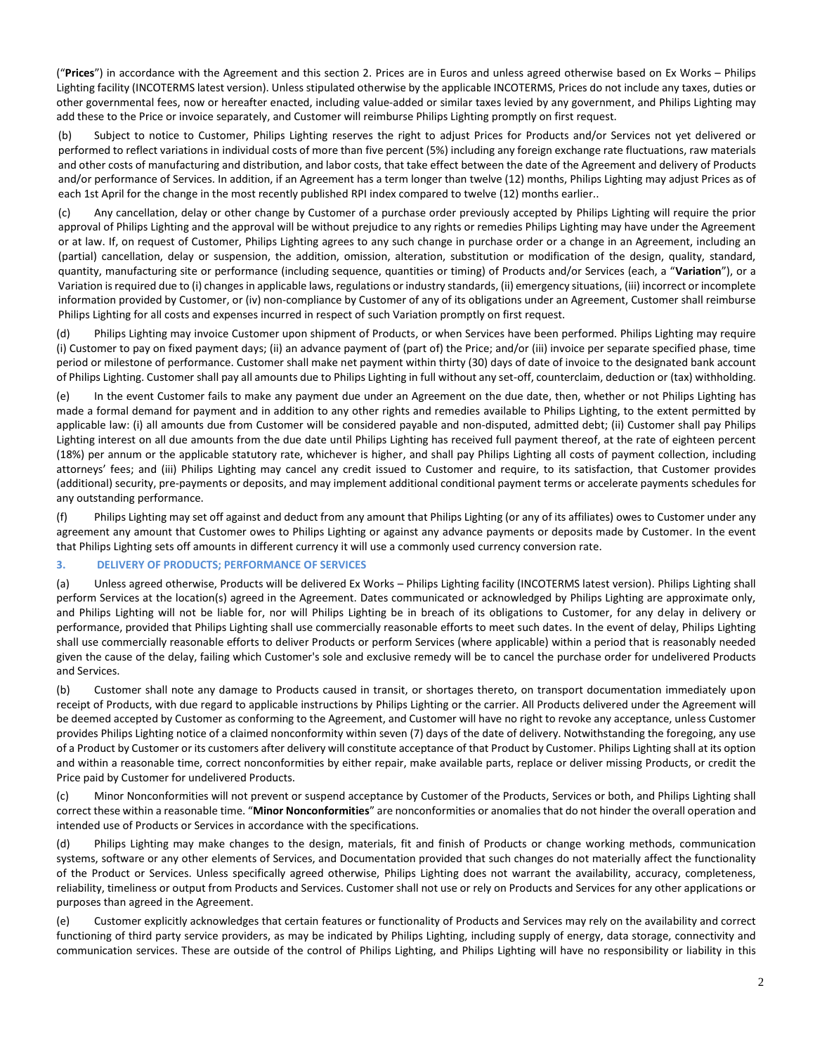("**Prices**") in accordance with the Agreement and this section 2. Prices are in Euros and unless agreed otherwise based on Ex Works – Philips Lighting facility (INCOTERMS latest version). Unless stipulated otherwise by the applicable INCOTERMS, Prices do not include any taxes, duties or other governmental fees, now or hereafter enacted, including value-added or similar taxes levied by any government, and Philips Lighting may add these to the Price or invoice separately, and Customer will reimburse Philips Lighting promptly on first request.

(b) Subject to notice to Customer, Philips Lighting reserves the right to adjust Prices for Products and/or Services not yet delivered or performed to reflect variations in individual costs of more than five percent (5%) including any foreign exchange rate fluctuations, raw materials and other costs of manufacturing and distribution, and labor costs, that take effect between the date of the Agreement and delivery of Products and/or performance of Services. In addition, if an Agreement has a term longer than twelve (12) months, Philips Lighting may adjust Prices as of each 1st April for the change in the most recently published RPI index compared to twelve (12) months earlier..

(c) Any cancellation, delay or other change by Customer of a purchase order previously accepted by Philips Lighting will require the prior approval of Philips Lighting and the approval will be without prejudice to any rights or remedies Philips Lighting may have under the Agreement or at law. If, on request of Customer, Philips Lighting agrees to any such change in purchase order or a change in an Agreement, including an (partial) cancellation, delay or suspension, the addition, omission, alteration, substitution or modification of the design, quality, standard, quantity, manufacturing site or performance (including sequence, quantities or timing) of Products and/or Services (each, a "**Variation**"), or a Variation is required due to (i) changes in applicable laws, regulations or industry standards, (ii) emergency situations, (iii) incorrect or incomplete information provided by Customer, or (iv) non-compliance by Customer of any of its obligations under an Agreement, Customer shall reimburse Philips Lighting for all costs and expenses incurred in respect of such Variation promptly on first request.

(d) Philips Lighting may invoice Customer upon shipment of Products, or when Services have been performed. Philips Lighting may require (i) Customer to pay on fixed payment days; (ii) an advance payment of (part of) the Price; and/or (iii) invoice per separate specified phase, time period or milestone of performance. Customer shall make net payment within thirty (30) days of date of invoice to the designated bank account of Philips Lighting. Customer shall pay all amounts due to Philips Lighting in full without any set-off, counterclaim, deduction or (tax) withholding.

(e) In the event Customer fails to make any payment due under an Agreement on the due date, then, whether or not Philips Lighting has made a formal demand for payment and in addition to any other rights and remedies available to Philips Lighting, to the extent permitted by applicable law: (i) all amounts due from Customer will be considered payable and non-disputed, admitted debt; (ii) Customer shall pay Philips Lighting interest on all due amounts from the due date until Philips Lighting has received full payment thereof, at the rate of eighteen percent (18%) per annum or the applicable statutory rate, whichever is higher, and shall pay Philips Lighting all costs of payment collection, including attorneys' fees; and (iii) Philips Lighting may cancel any credit issued to Customer and require, to its satisfaction, that Customer provides (additional) security, pre-payments or deposits, and may implement additional conditional payment terms or accelerate payments schedules for any outstanding performance.

(f) Philips Lighting may set off against and deduct from any amount that Philips Lighting (or any of its affiliates) owes to Customer under any agreement any amount that Customer owes to Philips Lighting or against any advance payments or deposits made by Customer. In the event that Philips Lighting sets off amounts in different currency it will use a commonly used currency conversion rate.

## 3. DELIVERY OF PRODUCTS; PERFORMANCE OF SERVICES

(a) Unless agreed otherwise, Products will be delivered Ex Works – Philips Lighting facility (INCOTERMS latest version). Philips Lighting shall perform Services at the location(s) agreed in the Agreement. Dates communicated or acknowledged by Philips Lighting are approximate only, and Philips Lighting will not be liable for, nor will Philips Lighting be in breach of its obligations to Customer, for any delay in delivery or performance, provided that Philips Lighting shall use commercially reasonable efforts to meet such dates. In the event of delay, Philips Lighting shall use commercially reasonable efforts to deliver Products or perform Services (where applicable) within a period that is reasonably needed given the cause of the delay, failing which Customer's sole and exclusive remedy will be to cancel the purchase order for undelivered Products and Services.

(b) Customer shall note any damage to Products caused in transit, or shortages thereto, on transport documentation immediately upon receipt of Products, with due regard to applicable instructions by Philips Lighting or the carrier. All Products delivered under the Agreement will be deemed accepted by Customer as conforming to the Agreement, and Customer will have no right to revoke any acceptance, unless Customer provides Philips Lighting notice of a claimed nonconformity within seven (7) days of the date of delivery. Notwithstanding the foregoing, any use of a Product by Customer or its customers after delivery will constitute acceptance of that Product by Customer. Philips Lighting shall at its option and within a reasonable time, correct nonconformities by either repair, make available parts, replace or deliver missing Products, or credit the Price paid by Customer for undelivered Products.

(c) Minor Nonconformities will not prevent or suspend acceptance by Customer of the Products, Services or both, and Philips Lighting shall correct these within a reasonable time. "**Minor Nonconformities**" are nonconformities or anomalies that do not hinder the overall operation and intended use of Products or Services in accordance with the specifications.

(d) Philips Lighting may make changes to the design, materials, fit and finish of Products or change working methods, communication systems, software or any other elements of Services, and Documentation provided that such changes do not materially affect the functionality of the Product or Services. Unless specifically agreed otherwise, Philips Lighting does not warrant the availability, accuracy, completeness, reliability, timeliness or output from Products and Services. Customer shall not use or rely on Products and Services for any other applications or purposes than agreed in the Agreement.

(e) Customer explicitly acknowledges that certain features or functionality of Products and Services may rely on the availability and correct functioning of third party service providers, as may be indicated by Philips Lighting, including supply of energy, data storage, connectivity and communication services. These are outside of the control of Philips Lighting, and Philips Lighting will have no responsibility or liability in this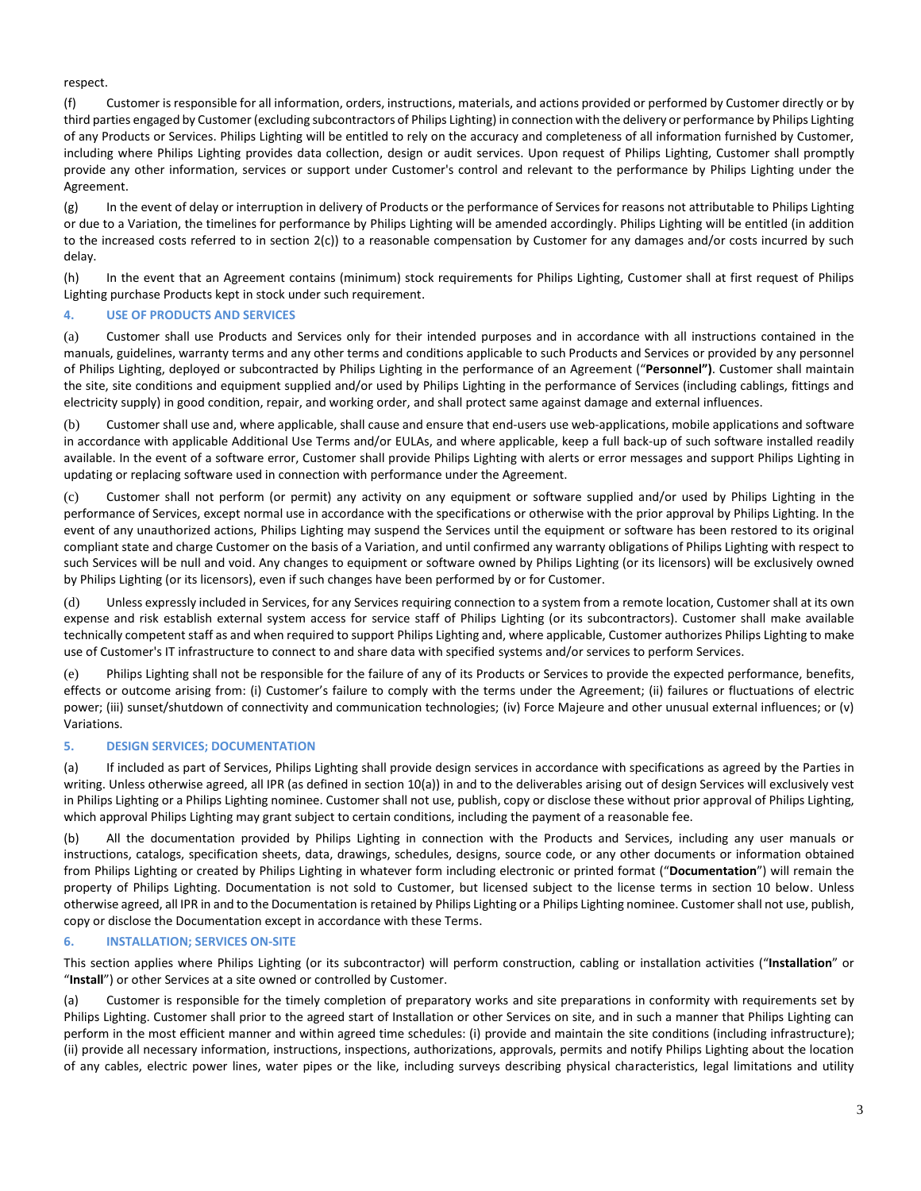respect.

(f) Customer is responsible for all information, orders, instructions, materials, and actions provided or performed by Customer directly or by third parties engaged by Customer (excluding subcontractors of Philips Lighting) in connection with the delivery or performance by Philips Lighting of any Products or Services. Philips Lighting will be entitled to rely on the accuracy and completeness of all information furnished by Customer, including where Philips Lighting provides data collection, design or audit services. Upon request of Philips Lighting, Customer shall promptly provide any other information, services or support under Customer's control and relevant to the performance by Philips Lighting under the Agreement.

(g) In the event of delay or interruption in delivery of Products or the performance of Services for reasons not attributable to Philips Lighting or due to a Variation, the timelines for performance by Philips Lighting will be amended accordingly. Philips Lighting will be entitled (in addition to the increased costs referred to in section 2(c)) to a reasonable compensation by Customer for any damages and/or costs incurred by such delay.

(h) In the event that an Agreement contains (minimum) stock requirements for Philips Lighting, Customer shall at first request of Philips Lighting purchase Products kept in stock under such requirement.

## 4. USE OF PRODUCTS AND SERVICES

(a) Customer shall use Products and Services only for their intended purposes and in accordance with all instructions contained in the manuals, guidelines, warranty terms and any other terms and conditions applicable to such Products and Services or provided by any personnel of Philips Lighting, deployed or subcontracted by Philips Lighting in the performance of an Agreement ("**Personnel")**. Customer shall maintain the site, site conditions and equipment supplied and/or used by Philips Lighting in the performance of Services (including cablings, fittings and electricity supply) in good condition, repair, and working order, and shall protect same against damage and external influences.

(b) Customer shall use and, where applicable, shall cause and ensure that end-users use web-applications, mobile applications and software in accordance with applicable Additional Use Terms and/or EULAs, and where applicable, keep a full back-up of such software installed readily available. In the event of a software error, Customer shall provide Philips Lighting with alerts or error messages and support Philips Lighting in updating or replacing software used in connection with performance under the Agreement.

(c) Customer shall not perform (or permit) any activity on any equipment or software supplied and/or used by Philips Lighting in the performance of Services, except normal use in accordance with the specifications or otherwise with the prior approval by Philips Lighting. In the event of any unauthorized actions, Philips Lighting may suspend the Services until the equipment or software has been restored to its original compliant state and charge Customer on the basis of a Variation, and until confirmed any warranty obligations of Philips Lighting with respect to such Services will be null and void. Any changes to equipment or software owned by Philips Lighting (or its licensors) will be exclusively owned by Philips Lighting (or its licensors), even if such changes have been performed by or for Customer.

(d) Unless expressly included in Services, for any Services requiring connection to a system from a remote location, Customer shall at its own expense and risk establish external system access for service staff of Philips Lighting (or its subcontractors). Customer shall make available technically competent staff as and when required to support Philips Lighting and, where applicable, Customer authorizes Philips Lighting to make use of Customer's IT infrastructure to connect to and share data with specified systems and/or services to perform Services.

(e) Philips Lighting shall not be responsible for the failure of any of its Products or Services to provide the expected performance, benefits, effects or outcome arising from: (i) Customer's failure to comply with the terms under the Agreement; (ii) failures or fluctuations of electric power; (iii) sunset/shutdown of connectivity and communication technologies; (iv) Force Majeure and other unusual external influences; or (v) Variations.

## 5. DESIGN SERVICES; DOCUMENTATION

(a) If included as part of Services, Philips Lighting shall provide design services in accordance with specifications as agreed by the Parties in writing. Unless otherwise agreed, all IPR (as defined in section 10(a)) in and to the deliverables arising out of design Services will exclusively vest in Philips Lighting or a Philips Lighting nominee. Customer shall not use, publish, copy or disclose these without prior approval of Philips Lighting, which approval Philips Lighting may grant subject to certain conditions, including the payment of a reasonable fee.

(b) All the documentation provided by Philips Lighting in connection with the Products and Services, including any user manuals or instructions, catalogs, specification sheets, data, drawings, schedules, designs, source code, or any other documents or information obtained from Philips Lighting or created by Philips Lighting in whatever form including electronic or printed format ("**Documentation**") will remain the property of Philips Lighting. Documentation is not sold to Customer, but licensed subject to the license terms in section 10 below. Unless otherwise agreed, all IPR in and to the Documentation is retained by Philips Lighting or a Philips Lighting nominee. Customer shall not use, publish, copy or disclose the Documentation except in accordance with these Terms.

## 6. INSTALLATION; SERVICES ON-SITE

This section applies where Philips Lighting (or its subcontractor) will perform construction, cabling or installation activities ("**Installation**" or "**Install**") or other Services at a site owned or controlled by Customer.

(a) Customer is responsible for the timely completion of preparatory works and site preparations in conformity with requirements set by Philips Lighting. Customer shall prior to the agreed start of Installation or other Services on site, and in such a manner that Philips Lighting can perform in the most efficient manner and within agreed time schedules: (i) provide and maintain the site conditions (including infrastructure); (ii) provide all necessary information, instructions, inspections, authorizations, approvals, permits and notify Philips Lighting about the location of any cables, electric power lines, water pipes or the like, including surveys describing physical characteristics, legal limitations and utility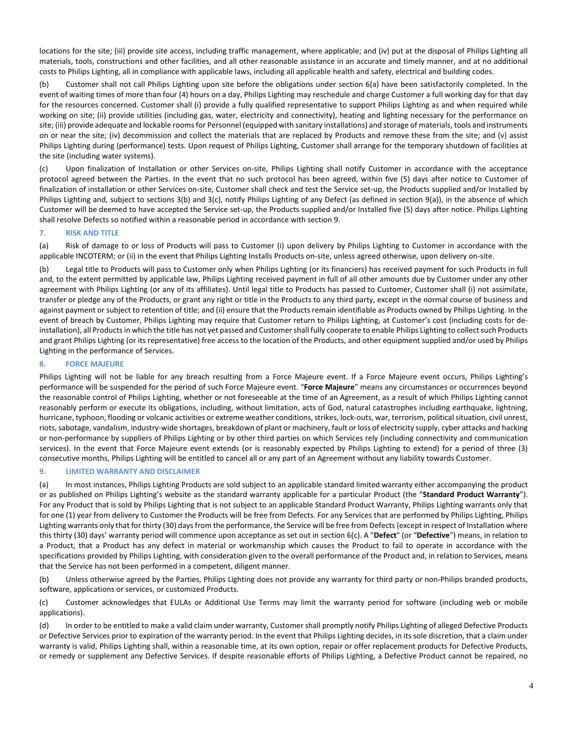locations for the site; (iii) provide site access, including traffic management, where applicable; and (iv) put at the disposal of Philips Lighting all materials, tools, constructions and other facilities, and all other reasonable assistance in an accurate and timely manner, and at no additional costs to Philips Lighting, all in compliance with applicable laws, including all applicable health and safety, electrical and building codes.

(b) Customer shall not call Philips Lighting upon site before the obligations under section 6(a) have been satisfactorily completed. In the event of waiting times of more than four (4) hours on a day, Philips Lighting may reschedule and charge Customer a full working day for that day for the resources concerned. Customer shall (i) provide a fully qualified representative to support Philips Lighting as and when required while working on site; (ii) provide utilities (including gas, water, electricity and connectivity), heating and lighting necessary for the performance on site; (iii) provide adequate and lockable rooms for Personnel (equipped with sanitary installations) and storage of materials, tools and instruments on or near the site; (iv) decommission and collect the materials that are replaced by Products and remove these from the site; and (v) assist Philips Lighting during (performance) tests. Upon request of Philips Lighting, Customer shall arrange for the temporary shutdown of facilities at the site (including water systems).

(c) Upon finalization of Installation or other Services on-site, Philips Lighting shall notify Customer in accordance with the acceptance protocol agreed between the Parties. In the event that no such protocol has been agreed, within five (5) days after notice to Customer of finalization of installation or other Services on-site, Customer shall check and test the Service set-up, the Products supplied and/or Installed by Philips Lighting and, subject to sections 3(b) and 3(c), notify Philips Lighting of any Defect (as defined in section 9(a)), in the absence of which Customer will be deemed to have accepted the Service set-up, the Products supplied and/or Installed five (5) days after notice. Philips Lighting shall resolve Defects so notified within a reasonable period in accordance with section 9.

## 7. RISK AND TITLE

(a) Risk of damage to or loss of Products will pass to Customer (i) upon delivery by Philips Lighting to Customer in accordance with the applicable INCOTERM; or (ii) in the event that Philips Lighting Installs Products on-site, unless agreed otherwise, upon delivery on-site.

(b) Legal title to Products will pass to Customer only when Philips Lighting (or its financiers) has received payment for such Products in full and, to the extent permitted by applicable law, Philips Lighting received payment in full of all other amounts due by Customer under any other agreement with Philips Lighting (or any of its affiliates). Until legal title to Products has passed to Customer, Customer shall (i) not assimilate, transfer or pledge any of the Products, or grant any right or title in the Products to any third party, except in the normal course of business and against payment or subject to retention of title; and (ii) ensure that the Products remain identifiable as Products owned by Philips Lighting. In the event of breach by Customer, Philips Lighting may require that Customer return to Philips Lighting, at Customer's cost (including costs for de-installation), all Products in which the title has not yet passed and Customer shall fully cooperate to enable Philips Lighting to collect such Products and grant Philips Lighting (or its representative) free access to the location of the Products, and other equipment supplied and/or used by Philips Lighting in the performance of Services.

## 8. FORCE MAJEURE

Philips Lighting will not be liable for any breach resulting from a Force Majeure event. If a Force Majeure event occurs, Philips Lighting's performance will be suspended for the period of such Force Majeure event. "**Force Majeure**" means any circumstances or occurrences beyond the reasonable control of Philips Lighting, whether or not foreseeable at the time of an Agreement, as a result of which Philips Lighting cannot reasonably perform or execute its obligations, including, without limitation, acts of God, natural catastrophes including earthquake, lightning, hurricane, typhoon, flooding or volcanic activities or extreme weather conditions, strikes, lock-outs, war, terrorism, political situation, civil unrest, riots, sabotage, vandalism, industry-wide shortages, breakdown of plant or machinery, fault or loss of electricity supply, cyber attacks and hacking or non-performance by suppliers of Philips Lighting or by other third parties on which Services rely (including connectivity and communication services). In the event that Force Majeure event extends (or is reasonably expected by Philips Lighting to extend) for a period of three (3) consecutive months, Philips Lighting will be entitled to cancel all or any part of an Agreement without any liability towards Customer.

## 9. LIMITED WARRANTY AND DISCLAIMER

(a) In most instances, Philips Lighting Products are sold subject to an applicable standard limited warranty either accompanying the product or as published on Philips Lighting's website as the standard warranty applicable for a particular Product (the "**Standard Product Warranty**"). For any Product that is sold by Philips Lighting that is not subject to an applicable Standard Product Warranty, Philips Lighting warrants only that for one (1) year from delivery to Customer the Products will be free from Defects. For any Services that are performed by Philips Lighting, Philips Lighting warrants only that for thirty (30) days from the performance, the Service will be free from Defects (except in respect of Installation where this thirty (30) days' warranty period will commence upon acceptance as set out in section 6(c). A "**Defect**" (or "**Defective**") means, in relation to a Product, that a Product has any defect in material or workmanship which causes the Product to fail to operate in accordance with the specifications provided by Philips Lighting, with consideration given to the overall performance of the Product and, in relation to Services, means that the Service has not been performed in a competent, diligent manner.

(b) Unless otherwise agreed by the Parties, Philips Lighting does not provide any warranty for third party or non-Philips branded products, software, applications or services, or customized Products.

(c) Customer acknowledges that EULAs or Additional Use Terms may limit the warranty period for software (including web or mobile applications).

(d) In order to be entitled to make a valid claim under warranty, Customer shall promptly notify Philips Lighting of alleged Defective Products or Defective Services prior to expiration of the warranty period. In the event that Philips Lighting decides, in its sole discretion, that a claim under warranty is valid, Philips Lighting shall, within a reasonable time, at its own option, repair or offer replacement products for Defective Products, or remedy or supplement any Defective Services. If despite reasonable efforts of Philips Lighting, a Defective Product cannot be repaired, no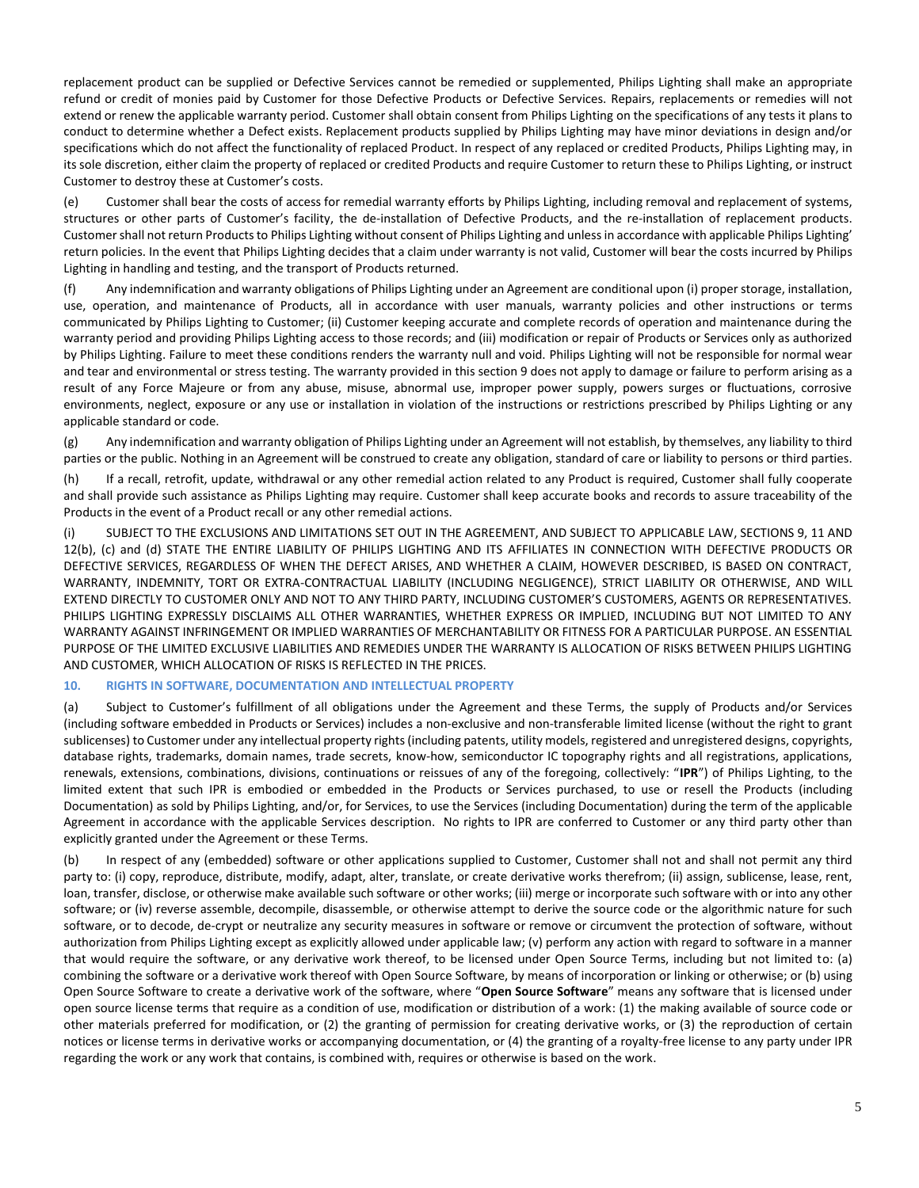replacement product can be supplied or Defective Services cannot be remedied or supplemented, Philips Lighting shall make an appropriate refund or credit of monies paid by Customer for those Defective Products or Defective Services. Repairs, replacements or remedies will not extend or renew the applicable warranty period. Customer shall obtain consent from Philips Lighting on the specifications of any tests it plans to conduct to determine whether a Defect exists. Replacement products supplied by Philips Lighting may have minor deviations in design and/or specifications which do not affect the functionality of replaced Product. In respect of any replaced or credited Products, Philips Lighting may, in its sole discretion, either claim the property of replaced or credited Products and require Customer to return these to Philips Lighting, or instruct Customer to destroy these at Customer's costs.

(e) Customer shall bear the costs of access for remedial warranty efforts by Philips Lighting, including removal and replacement of systems, structures or other parts of Customer's facility, the de-installation of Defective Products, and the re-installation of replacement products. Customer shall not return Products to Philips Lighting without consent of Philips Lighting and unless in accordance with applicable Philips Lighting' return policies. In the event that Philips Lighting decides that a claim under warranty is not valid, Customer will bear the costs incurred by Philips Lighting in handling and testing, and the transport of Products returned.

(f) Any indemnification and warranty obligations of Philips Lighting under an Agreement are conditional upon (i) proper storage, installation, use, operation, and maintenance of Products, all in accordance with user manuals, warranty policies and other instructions or terms communicated by Philips Lighting to Customer; (ii) Customer keeping accurate and complete records of operation and maintenance during the warranty period and providing Philips Lighting access to those records; and (iii) modification or repair of Products or Services only as authorized by Philips Lighting. Failure to meet these conditions renders the warranty null and void. Philips Lighting will not be responsible for normal wear and tear and environmental or stress testing. The warranty provided in this section 9 does not apply to damage or failure to perform arising as a result of any Force Majeure or from any abuse, misuse, abnormal use, improper power supply, powers surges or fluctuations, corrosive environments, neglect, exposure or any use or installation in violation of the instructions or restrictions prescribed by Philips Lighting or any applicable standard or code.

(g) Any indemnification and warranty obligation of Philips Lighting under an Agreement will not establish, by themselves, any liability to third parties or the public. Nothing in an Agreement will be construed to create any obligation, standard of care or liability to persons or third parties.

(h) If a recall, retrofit, update, withdrawal or any other remedial action related to any Product is required, Customer shall fully cooperate and shall provide such assistance as Philips Lighting may require. Customer shall keep accurate books and records to assure traceability of the Products in the event of a Product recall or any other remedial actions.

(i) SUBJECT TO THE EXCLUSIONS AND LIMITATIONS SET OUT IN THE AGREEMENT, AND SUBJECT TO APPLICABLE LAW, SECTIONS 9, 11 AND 12(b), (c) and (d) STATE THE ENTIRE LIABILITY OF PHILIPS LIGHTING AND ITS AFFILIATES IN CONNECTION WITH DEFECTIVE PRODUCTS OR DEFECTIVE SERVICES, REGARDLESS OF WHEN THE DEFECT ARISES, AND WHETHER A CLAIM, HOWEVER DESCRIBED, IS BASED ON CONTRACT, WARRANTY, INDEMNITY, TORT OR EXTRA-CONTRACTUAL LIABILITY (INCLUDING NEGLIGENCE), STRICT LIABILITY OR OTHERWISE, AND WILL EXTEND DIRECTLY TO CUSTOMER ONLY AND NOT TO ANY THIRD PARTY, INCLUDING CUSTOMER'S CUSTOMERS, AGENTS OR REPRESENTATIVES. PHILIPS LIGHTING EXPRESSLY DISCLAIMS ALL OTHER WARRANTIES, WHETHER EXPRESS OR IMPLIED, INCLUDING BUT NOT LIMITED TO ANY WARRANTY AGAINST INFRINGEMENT OR IMPLIED WARRANTIES OF MERCHANTABILITY OR FITNESS FOR A PARTICULAR PURPOSE. AN ESSENTIAL PURPOSE OF THE LIMITED EXCLUSIVE LIABILITIES AND REMEDIES UNDER THE WARRANTY IS ALLOCATION OF RISKS BETWEEN PHILIPS LIGHTING AND CUSTOMER, WHICH ALLOCATION OF RISKS IS REFLECTED IN THE PRICES.

## 10. RIGHTS IN SOFTWARE, DOCUMENTATION AND INTELLECTUAL PROPERTY

(a) Subject to Customer's fulfillment of all obligations under the Agreement and these Terms, the supply of Products and/or Services (including software embedded in Products or Services) includes a non-exclusive and non-transferable limited license (without the right to grant sublicenses) to Customer under any intellectual property rights (including patents, utility models, registered and unregistered designs, copyrights, database rights, trademarks, domain names, trade secrets, know-how, semiconductor IC topography rights and all registrations, applications, renewals, extensions, combinations, divisions, continuations or reissues of any of the foregoing, collectively: "**IPR**") of Philips Lighting, to the limited extent that such IPR is embodied or embedded in the Products or Services purchased, to use or resell the Products (including Documentation) as sold by Philips Lighting, and/or, for Services, to use the Services (including Documentation) during the term of the applicable Agreement in accordance with the applicable Services description. No rights to IPR are conferred to Customer or any third party other than explicitly granted under the Agreement or these Terms.

(b) In respect of any (embedded) software or other applications supplied to Customer, Customer shall not and shall not permit any third party to: (i) copy, reproduce, distribute, modify, adapt, alter, translate, or create derivative works therefrom; (ii) assign, sublicense, lease, rent, loan, transfer, disclose, or otherwise make available such software or other works; (iii) merge or incorporate such software with or into any other software; or (iv) reverse assemble, decompile, disassemble, or otherwise attempt to derive the source code or the algorithmic nature for such software, or to decode, de-crypt or neutralize any security measures in software or remove or circumvent the protection of software, without authorization from Philips Lighting except as explicitly allowed under applicable law; (v) perform any action with regard to software in a manner that would require the software, or any derivative work thereof, to be licensed under Open Source Terms, including but not limited to: (a) combining the software or a derivative work thereof with Open Source Software, by means of incorporation or linking or otherwise; or (b) using Open Source Software to create a derivative work of the software, where "**Open Source Software**" means any software that is licensed under open source license terms that require as a condition of use, modification or distribution of a work: (1) the making available of source code or other materials preferred for modification, or (2) the granting of permission for creating derivative works, or (3) the reproduction of certain notices or license terms in derivative works or accompanying documentation, or (4) the granting of a royalty-free license to any party under IPR regarding the work or any work that contains, is combined with, requires or otherwise is based on the work.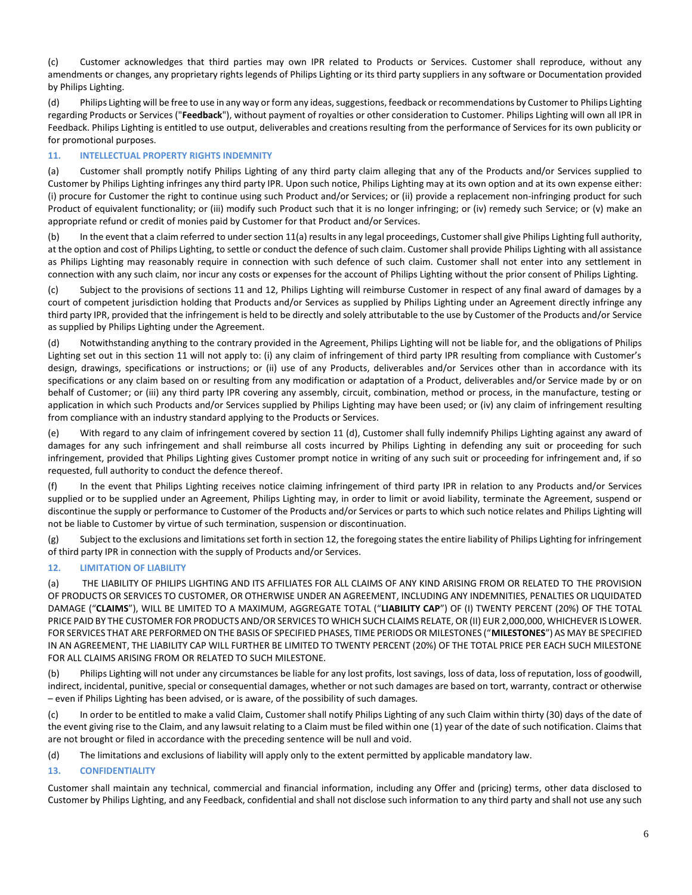(c) Customer acknowledges that third parties may own IPR related to Products or Services. Customer shall reproduce, without any amendments or changes, any proprietary rights legends of Philips Lighting or its third party suppliers in any software or Documentation provided by Philips Lighting.

(d) Philips Lighting will be free to use in any way or form any ideas, suggestions, feedback or recommendations by Customer to Philips Lighting regarding Products or Services ("**Feedback**"), without payment of royalties or other consideration to Customer. Philips Lighting will own all IPR in Feedback. Philips Lighting is entitled to use output, deliverables and creations resulting from the performance of Services for its own publicity or for promotional purposes.

## 11. INTELLECTUAL PROPERTY RIGHTS INDEMNITY

(a) Customer shall promptly notify Philips Lighting of any third party claim alleging that any of the Products and/or Services supplied to Customer by Philips Lighting infringes any third party IPR. Upon such notice, Philips Lighting may at its own option and at its own expense either: (i) procure for Customer the right to continue using such Product and/or Services; or (ii) provide a replacement non-infringing product for such Product of equivalent functionality; or (iii) modify such Product such that it is no longer infringing; or (iv) remedy such Service; or (v) make an appropriate refund or credit of monies paid by Customer for that Product and/or Services.

(b) In the event that a claim referred to under section 11(a) results in any legal proceedings, Customer shall give Philips Lighting full authority, at the option and cost of Philips Lighting, to settle or conduct the defence of such claim. Customer shall provide Philips Lighting with all assistance as Philips Lighting may reasonably require in connection with such defence of such claim. Customer shall not enter into any settlement in connection with any such claim, nor incur any costs or expenses for the account of Philips Lighting without the prior consent of Philips Lighting.

(c) Subject to the provisions of sections 11 and 12, Philips Lighting will reimburse Customer in respect of any final award of damages by a court of competent jurisdiction holding that Products and/or Services as supplied by Philips Lighting under an Agreement directly infringe any third party IPR, provided that the infringement is held to be directly and solely attributable to the use by Customer of the Products and/or Service as supplied by Philips Lighting under the Agreement.

(d) Notwithstanding anything to the contrary provided in the Agreement, Philips Lighting will not be liable for, and the obligations of Philips Lighting set out in this section 11 will not apply to: (i) any claim of infringement of third party IPR resulting from compliance with Customer's design, drawings, specifications or instructions; or (ii) use of any Products, deliverables and/or Services other than in accordance with its specifications or any claim based on or resulting from any modification or adaptation of a Product, deliverables and/or Service made by or on behalf of Customer; or (iii) any third party IPR covering any assembly, circuit, combination, method or process, in the manufacture, testing or application in which such Products and/or Services supplied by Philips Lighting may have been used; or (iv) any claim of infringement resulting from compliance with an industry standard applying to the Products or Services.

(e) With regard to any claim of infringement covered by section 11 (d), Customer shall fully indemnify Philips Lighting against any award of damages for any such infringement and shall reimburse all costs incurred by Philips Lighting in defending any suit or proceeding for such infringement, provided that Philips Lighting gives Customer prompt notice in writing of any such suit or proceeding for infringement and, if so requested, full authority to conduct the defence thereof.

(f) In the event that Philips Lighting receives notice claiming infringement of third party IPR in relation to any Products and/or Services supplied or to be supplied under an Agreement, Philips Lighting may, in order to limit or avoid liability, terminate the Agreement, suspend or discontinue the supply or performance to Customer of the Products and/or Services or parts to which such notice relates and Philips Lighting will not be liable to Customer by virtue of such termination, suspension or discontinuation.

(g) Subject to the exclusions and limitations set forth in section 12, the foregoing states the entire liability of Philips Lighting for infringement of third party IPR in connection with the supply of Products and/or Services.

## 12. LIMITATION OF LIABILITY

(a) THE LIABILITY OF PHILIPS LIGHTING AND ITS AFFILIATES FOR ALL CLAIMS OF ANY KIND ARISING FROM OR RELATED TO THE PROVISION OF PRODUCTS OR SERVICES TO CUSTOMER, OR OTHERWISE UNDER AN AGREEMENT, INCLUDING ANY INDEMNITIES, PENALTIES OR LIQUIDATED DAMAGE ("**CLAIMS**"), WILL BE LIMITED TO A MAXIMUM, AGGREGATE TOTAL ("**LIABILITY CAP**") OF (I) TWENTY PERCENT (20%) OF THE TOTAL PRICE PAID BY THE CUSTOMER FOR PRODUCTS AND/OR SERVICES TO WHICH SUCH CLAIMS RELATE, OR (II) EUR 2,000,000, WHICHEVER IS LOWER. FOR SERVICES THAT ARE PERFORMED ON THE BASIS OF SPECIFIED PHASES, TIME PERIODS OR MILESTONES ("**MILESTONES**") AS MAY BE SPECIFIED IN AN AGREEMENT, THE LIABILITY CAP WILL FURTHER BE LIMITED TO TWENTY PERCENT (20%) OF THE TOTAL PRICE PER EACH SUCH MILESTONE FOR ALL CLAIMS ARISING FROM OR RELATED TO SUCH MILESTONE.

(b) Philips Lighting will not under any circumstances be liable for any lost profits, lost savings, loss of data, loss of reputation, loss of goodwill, indirect, incidental, punitive, special or consequential damages, whether or not such damages are based on tort, warranty, contract or otherwise – even if Philips Lighting has been advised, or is aware, of the possibility of such damages.

(c) In order to be entitled to make a valid Claim, Customer shall notify Philips Lighting of any such Claim within thirty (30) days of the date of the event giving rise to the Claim, and any lawsuit relating to a Claim must be filed within one (1) year of the date of such notification. Claims that are not brought or filed in accordance with the preceding sentence will be null and void.

(d) The limitations and exclusions of liability will apply only to the extent permitted by applicable mandatory law.

## 13. CONFIDENTIALITY

Customer shall maintain any technical, commercial and financial information, including any Offer and (pricing) terms, other data disclosed to Customer by Philips Lighting, and any Feedback, confidential and shall not disclose such information to any third party and shall not use any such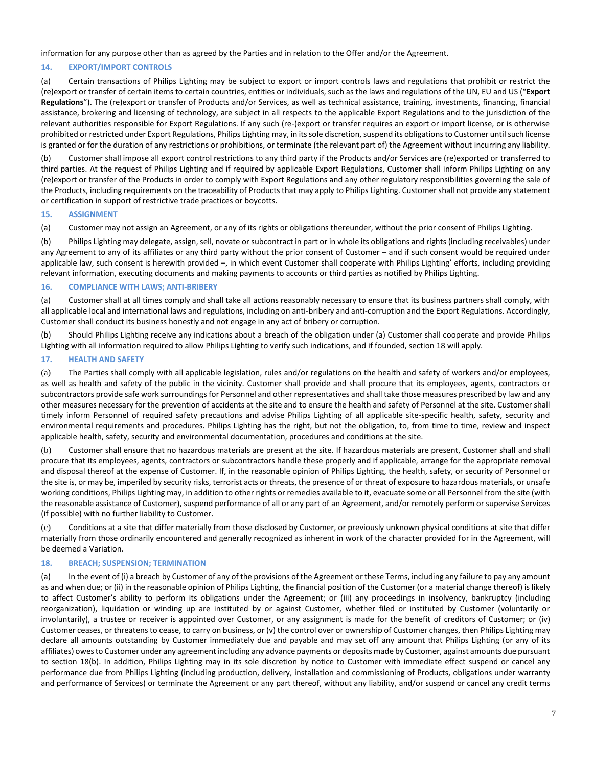information for any purpose other than as agreed by the Parties and in relation to the Offer and/or the Agreement.

### 14. EXPORT/IMPORT CONTROLS

(a) Certain transactions of Philips Lighting may be subject to export or import controls laws and regulations that prohibit or restrict the (re)export or transfer of certain items to certain countries, entities or individuals, such as the laws and regulations of the UN, EU and US ("**Export Regulations**"). The (re)export or transfer of Products and/or Services, as well as technical assistance, training, investments, financing, financial assistance, brokering and licensing of technology, are subject in all respects to the applicable Export Regulations and to the jurisdiction of the relevant authorities responsible for Export Regulations. If any such (re-)export or transfer requires an export or import license, or is otherwise prohibited or restricted under Export Regulations, Philips Lighting may, in its sole discretion, suspend its obligations to Customer until such license is granted or for the duration of any restrictions or prohibitions, or terminate (the relevant part of) the Agreement without incurring any liability.

(b) Customer shall impose all export control restrictions to any third party if the Products and/or Services are (re)exported or transferred to third parties. At the request of Philips Lighting and if required by applicable Export Regulations, Customer shall inform Philips Lighting on any (re)export or transfer of the Products in order to comply with Export Regulations and any other regulatory responsibilities governing the sale of the Products, including requirements on the traceability of Products that may apply to Philips Lighting. Customer shall not provide any statement or certification in support of restrictive trade practices or boycotts.

### 15. ASSIGNMENT

(a) Customer may not assign an Agreement, or any of its rights or obligations thereunder, without the prior consent of Philips Lighting.

(b) Philips Lighting may delegate, assign, sell, novate or subcontract in part or in whole its obligations and rights (including receivables) under any Agreement to any of its affiliates or any third party without the prior consent of Customer – and if such consent would be required under applicable law, such consent is herewith provided –, in which event Customer shall cooperate with Philips Lighting' efforts, including providing relevant information, executing documents and making payments to accounts or third parties as notified by Philips Lighting.

### 16. COMPLIANCE WITH LAWS; ANTI-BRIBERY

(a) Customer shall at all times comply and shall take all actions reasonably necessary to ensure that its business partners shall comply, with all applicable local and international laws and regulations, including on anti-bribery and anti-corruption and the Export Regulations. Accordingly, Customer shall conduct its business honestly and not engage in any act of bribery or corruption.

(b) Should Philips Lighting receive any indications about a breach of the obligation under (a) Customer shall cooperate and provide Philips Lighting with all information required to allow Philips Lighting to verify such indications, and if founded, section 18 will apply.

### 17. HEALTH AND SAFETY

(a) The Parties shall comply with all applicable legislation, rules and/or regulations on the health and safety of workers and/or employees, as well as health and safety of the public in the vicinity. Customer shall provide and shall procure that its employees, agents, contractors or subcontractors provide safe work surroundings for Personnel and other representatives and shall take those measures prescribed by law and any other measures necessary for the prevention of accidents at the site and to ensure the health and safety of Personnel at the site. Customer shall timely inform Personnel of required safety precautions and advise Philips Lighting of all applicable site-specific health, safety, security and environmental requirements and procedures. Philips Lighting has the right, but not the obligation, to, from time to time, review and inspect applicable health, safety, security and environmental documentation, procedures and conditions at the site.

(b) Customer shall ensure that no hazardous materials are present at the site. If hazardous materials are present, Customer shall and shall procure that its employees, agents, contractors or subcontractors handle these properly and if applicable, arrange for the appropriate removal and disposal thereof at the expense of Customer. If, in the reasonable opinion of Philips Lighting, the health, safety, or security of Personnel or the site is, or may be, imperiled by security risks, terrorist acts or threats, the presence of or threat of exposure to hazardous materials, or unsafe working conditions, Philips Lighting may, in addition to other rights or remedies available to it, evacuate some or all Personnel from the site (with the reasonable assistance of Customer), suspend performance of all or any part of an Agreement, and/or remotely perform or supervise Services (if possible) with no further liability to Customer.

(c) Conditions at a site that differ materially from those disclosed by Customer, or previously unknown physical conditions at site that differ materially from those ordinarily encountered and generally recognized as inherent in work of the character provided for in the Agreement, will be deemed a Variation.

### 18. BREACH; SUSPENSION; TERMINATION

(a) In the event of (i) a breach by Customer of any of the provisions of the Agreement or these Terms, including any failure to pay any amount as and when due; or (ii) in the reasonable opinion of Philips Lighting, the financial position of the Customer (or a material change thereof) is likely to affect Customer's ability to perform its obligations under the Agreement; or (iii) any proceedings in insolvency, bankruptcy (including reorganization), liquidation or winding up are instituted by or against Customer, whether filed or instituted by Customer (voluntarily or involuntarily), a trustee or receiver is appointed over Customer, or any assignment is made for the benefit of creditors of Customer; or (iv) Customer ceases, or threatens to cease, to carry on business, or (v) the control over or ownership of Customer changes, then Philips Lighting may declare all amounts outstanding by Customer immediately due and payable and may set off any amount that Philips Lighting (or any of its affiliates) owes to Customer under any agreement including any advance payments or deposits made by Customer, against amounts due pursuant to section 18(b). In addition, Philips Lighting may in its sole discretion by notice to Customer with immediate effect suspend or cancel any performance due from Philips Lighting (including production, delivery, installation and commissioning of Products, obligations under warranty and performance of Services) or terminate the Agreement or any part thereof, without any liability, and/or suspend or cancel any credit terms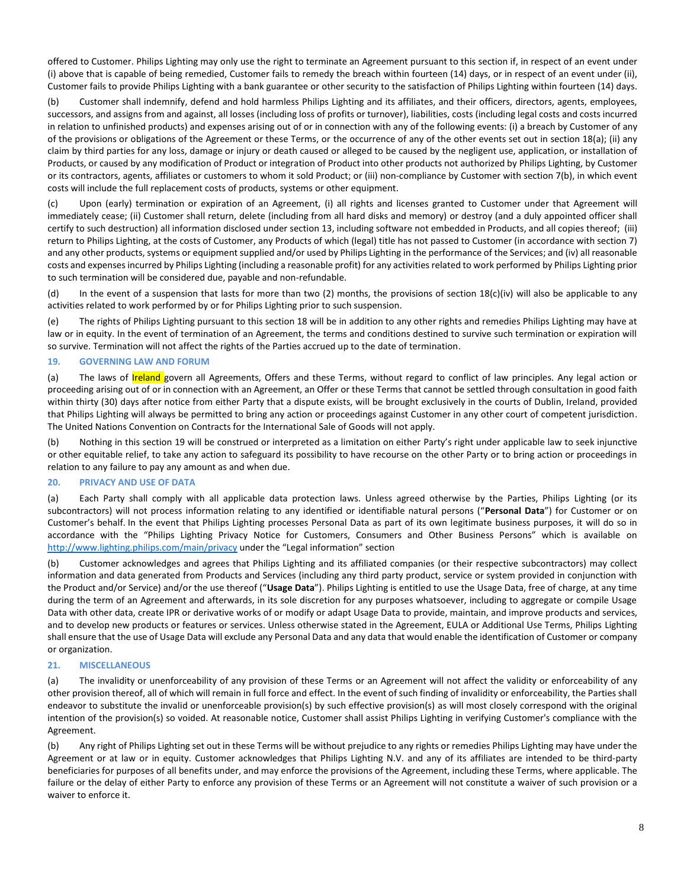offered to Customer. Philips Lighting may only use the right to terminate an Agreement pursuant to this section if, in respect of an event under (i) above that is capable of being remedied, Customer fails to remedy the breach within fourteen (14) days, or in respect of an event under (ii), Customer fails to provide Philips Lighting with a bank guarantee or other security to the satisfaction of Philips Lighting within fourteen (14) days.

(b) Customer shall indemnify, defend and hold harmless Philips Lighting and its affiliates, and their officers, directors, agents, employees, successors, and assigns from and against, all losses (including loss of profits or turnover), liabilities, costs (including legal costs and costs incurred in relation to unfinished products) and expenses arising out of or in connection with any of the following events: (i) a breach by Customer of any of the provisions or obligations of the Agreement or these Terms, or the occurrence of any of the other events set out in section 18(a); (ii) any claim by third parties for any loss, damage or injury or death caused or alleged to be caused by the negligent use, application, or installation of Products, or caused by any modification of Product or integration of Product into other products not authorized by Philips Lighting, by Customer or its contractors, agents, affiliates or customers to whom it sold Product; or (iii) non-compliance by Customer with section 7(b), in which event costs will include the full replacement costs of products, systems or other equipment.

(c) Upon (early) termination or expiration of an Agreement, (i) all rights and licenses granted to Customer under that Agreement will immediately cease; (ii) Customer shall return, delete (including from all hard disks and memory) or destroy (and a duly appointed officer shall certify to such destruction) all information disclosed under section 13, including software not embedded in Products, and all copies thereof; (iii) return to Philips Lighting, at the costs of Customer, any Products of which (legal) title has not passed to Customer (in accordance with section 7) and any other products, systems or equipment supplied and/or used by Philips Lighting in the performance of the Services; and (iv) all reasonable costs and expenses incurred by Philips Lighting (including a reasonable profit) for any activities related to work performed by Philips Lighting prior to such termination will be considered due, payable and non-refundable.

(d) In the event of a suspension that lasts for more than two (2) months, the provisions of section 18(c)(iv) will also be applicable to any activities related to work performed by or for Philips Lighting prior to such suspension.

(e) The rights of Philips Lighting pursuant to this section 18 will be in addition to any other rights and remedies Philips Lighting may have at law or in equity. In the event of termination of an Agreement, the terms and conditions destined to survive such termination or expiration will so survive. Termination will not affect the rights of the Parties accrued up to the date of termination.

## 19. GOVERNING LAW AND FORUM

(a) The laws of Ireland govern all Agreements, Offers and these Terms, without regard to conflict of law principles. Any legal action or proceeding arising out of or in connection with an Agreement, an Offer or these Terms that cannot be settled through consultation in good faith within thirty (30) days after notice from either Party that a dispute exists, will be brought exclusively in the courts of Dublin, Ireland, provided that Philips Lighting will always be permitted to bring any action or proceedings against Customer in any other court of competent jurisdiction. The United Nations Convention on Contracts for the International Sale of Goods will not apply.

(b) Nothing in this section 19 will be construed or interpreted as a limitation on either Party's right under applicable law to seek injunctive or other equitable relief, to take any action to safeguard its possibility to have recourse on the other Party or to bring action or proceedings in relation to any failure to pay any amount as and when due.

## 20. PRIVACY AND USE OF DATA

(a) Each Party shall comply with all applicable data protection laws. Unless agreed otherwise by the Parties, Philips Lighting (or its subcontractors) will not process information relating to any identified or identifiable natural persons ("**Personal Data**") for Customer or on Customer's behalf. In the event that Philips Lighting processes Personal Data as part of its own legitimate business purposes, it will do so in accordance with the "Philips Lighting Privacy Notice for Customers, Consumers and Other Business Persons" which is available on http://www.lighting.philips.com/main/privacy under the "Legal information" section

(b) Customer acknowledges and agrees that Philips Lighting and its affiliated companies (or their respective subcontractors) may collect information and data generated from Products and Services (including any third party product, service or system provided in conjunction with the Product and/or Service) and/or the use thereof ("**Usage Data**"). Philips Lighting is entitled to use the Usage Data, free of charge, at any time during the term of an Agreement and afterwards, in its sole discretion for any purposes whatsoever, including to aggregate or compile Usage Data with other data, create IPR or derivative works of or modify or adapt Usage Data to provide, maintain, and improve products and services, and to develop new products or features or services. Unless otherwise stated in the Agreement, EULA or Additional Use Terms, Philips Lighting shall ensure that the use of Usage Data will exclude any Personal Data and any data that would enable the identification of Customer or company or organization.

## 21. MISCELLANEOUS

(a) The invalidity or unenforceability of any provision of these Terms or an Agreement will not affect the validity or enforceability of any other provision thereof, all of which will remain in full force and effect. In the event of such finding of invalidity or enforceability, the Parties shall endeavor to substitute the invalid or unenforceable provision(s) by such effective provision(s) as will most closely correspond with the original intention of the provision(s) so voided. At reasonable notice, Customer shall assist Philips Lighting in verifying Customer's compliance with the Agreement.

(b) Any right of Philips Lighting set out in these Terms will be without prejudice to any rights or remedies Philips Lighting may have under the Agreement or at law or in equity. Customer acknowledges that Philips Lighting N.V. and any of its affiliates are intended to be third-party beneficiaries for purposes of all benefits under, and may enforce the provisions of the Agreement, including these Terms, where applicable. The failure or the delay of either Party to enforce any provision of these Terms or an Agreement will not constitute a waiver of such provision or a waiver to enforce it.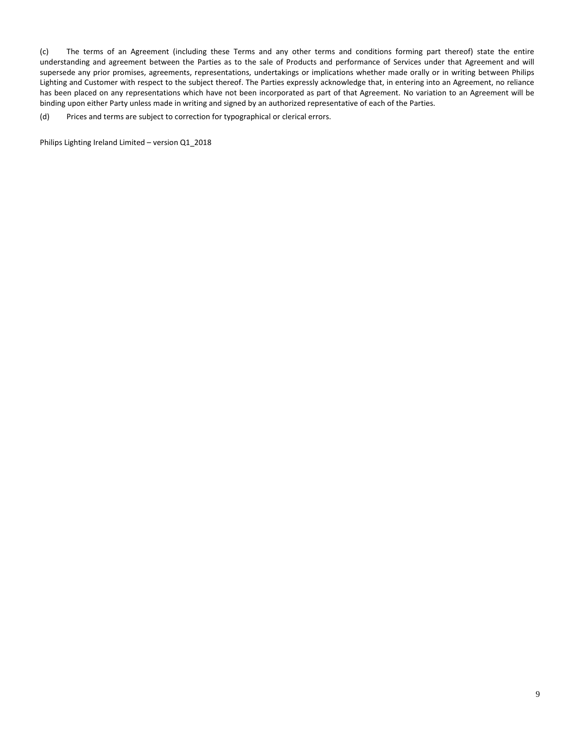(c) The terms of an Agreement (including these Terms and any other terms and conditions forming part thereof) state the entire understanding and agreement between the Parties as to the sale of Products and performance of Services under that Agreement and will supersede any prior promises, agreements, representations, undertakings or implications whether made orally or in writing between Philips Lighting and Customer with respect to the subject thereof. The Parties expressly acknowledge that, in entering into an Agreement, no reliance has been placed on any representations which have not been incorporated as part of that Agreement. No variation to an Agreement will be binding upon either Party unless made in writing and signed by an authorized representative of each of the Parties.

(d) Prices and terms are subject to correction for typographical or clerical errors.

Philips Lighting Ireland Limited – version Q1_2018